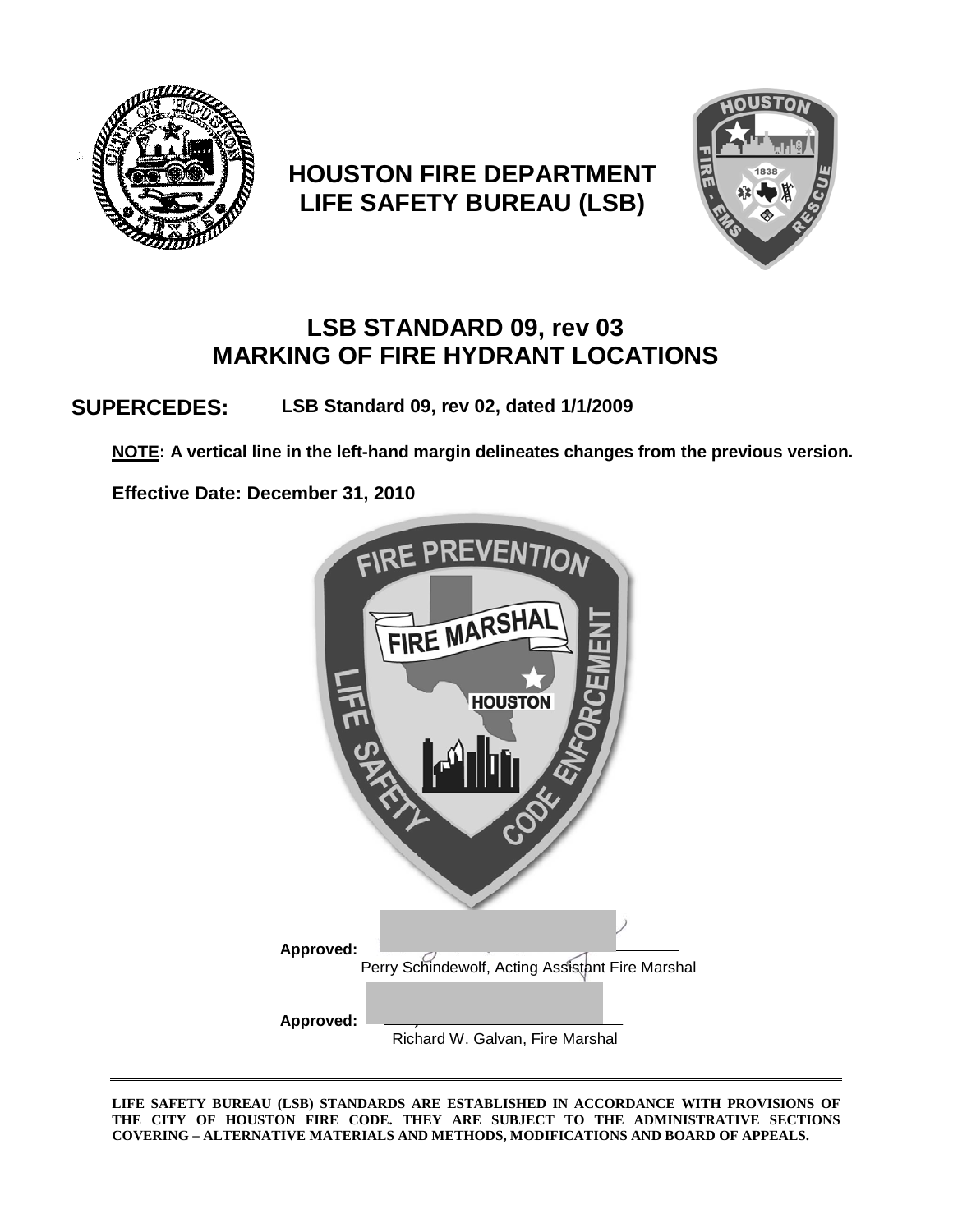# HOUSTON FIRE DEPARTMENT
# LIFE SAFETY BUREAU (LSB)

## LSB STANDARD 09, rev 03
## MARKING OF FIRE HYDRANT LOCATIONS

**SUPERCEDES:** **LSB Standard 09, rev 02, dated 1/1/2009**

**NOTE: A vertical line in the left-hand margin delineates changes from the previous version.**

**Effective Date: December 31, 2010**

**Approved:** ______________________________
Perry Schindewolf, Acting Assistant Fire Marshal

**Approved:** ______________________________
Richard W. Galvan, Fire Marshal

---

**LIFE SAFETY BUREAU (LSB) STANDARDS ARE ESTABLISHED IN ACCORDANCE WITH PROVISIONS OF THE CITY OF HOUSTON FIRE CODE. THEY ARE SUBJECT TO THE ADMINISTRATIVE SECTIONS COVERING – ALTERNATIVE MATERIALS AND METHODS, MODIFICATIONS AND BOARD OF APPEALS.**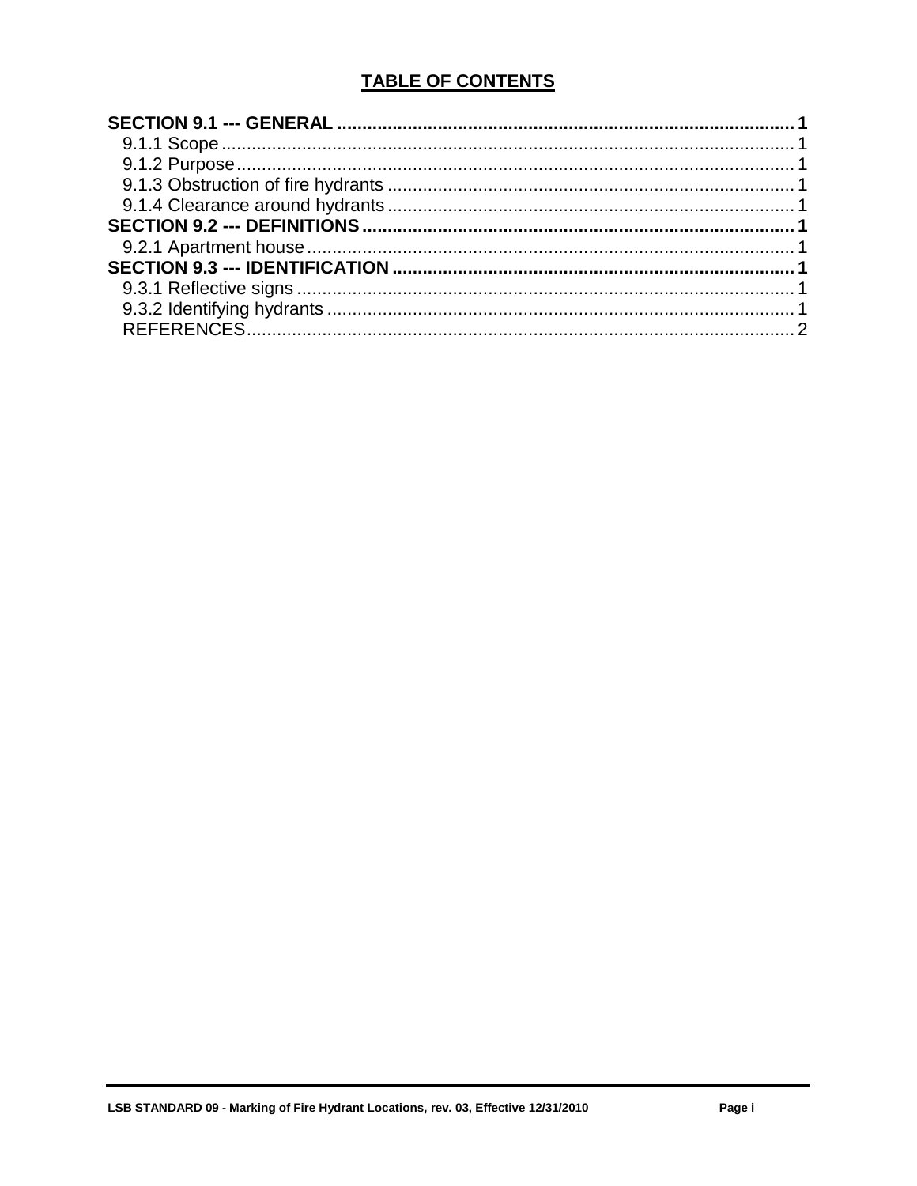# TABLE OF CONTENTS

**SECTION 9.1 --- GENERAL** ........................................................................................ **1**
- 9.1.1 Scope ................................................................................................................ 1
- 9.1.2 Purpose ............................................................................................................. 1
- 9.1.3 Obstruction of fire hydrants ................................................................................ 1
- 9.1.4 Clearance around hydrants ................................................................................ 1

**SECTION 9.2 --- DEFINITIONS** ................................................................................... **1**
- 9.2.1 Apartment house ................................................................................................ 1

**SECTION 9.3 --- IDENTIFICATION** .............................................................................. **1**
- 9.3.1 Reflective signs .................................................................................................. 1
- 9.3.2 Identifying hydrants ............................................................................................ 1
- REFERENCES ........................................................................................................... 2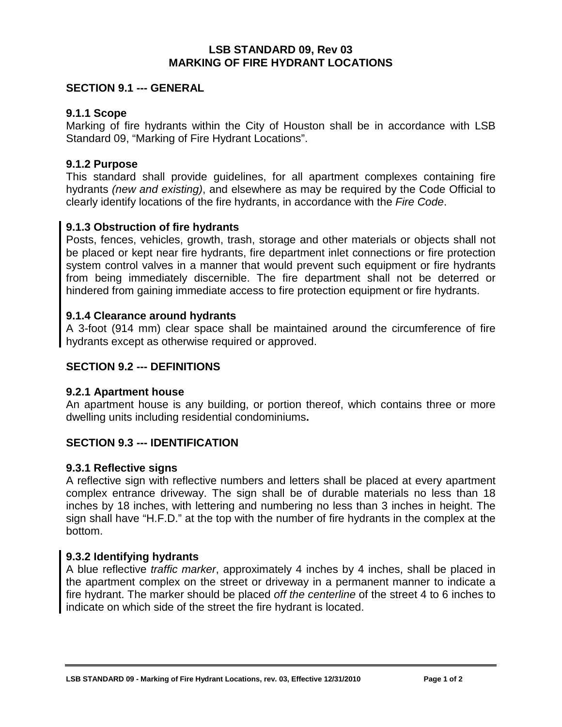# LSB STANDARD 09, Rev 03
# MARKING OF FIRE HYDRANT LOCATIONS

## SECTION 9.1 --- GENERAL

### 9.1.1 Scope

Marking of fire hydrants within the City of Houston shall be in accordance with LSB Standard 09, "Marking of Fire Hydrant Locations".

### 9.1.2 Purpose

This standard shall provide guidelines, for all apartment complexes containing fire hydrants *(new and existing)*, and elsewhere as may be required by the Code Official to clearly identify locations of the fire hydrants, in accordance with the *Fire Code*.

### 9.1.3 Obstruction of fire hydrants

Posts, fences, vehicles, growth, trash, storage and other materials or objects shall not be placed or kept near fire hydrants, fire department inlet connections or fire protection system control valves in a manner that would prevent such equipment or fire hydrants from being immediately discernible. The fire department shall not be deterred or hindered from gaining immediate access to fire protection equipment or fire hydrants.

### 9.1.4 Clearance around hydrants

A 3-foot (914 mm) clear space shall be maintained around the circumference of fire hydrants except as otherwise required or approved.

## SECTION 9.2 --- DEFINITIONS

### 9.2.1 Apartment house

An apartment house is any building, or portion thereof, which contains three or more dwelling units including residential condominiums**.**

## SECTION 9.3 --- IDENTIFICATION

### 9.3.1 Reflective signs

A reflective sign with reflective numbers and letters shall be placed at every apartment complex entrance driveway. The sign shall be of durable materials no less than 18 inches by 18 inches, with lettering and numbering no less than 3 inches in height. The sign shall have "H.F.D." at the top with the number of fire hydrants in the complex at the bottom.

### 9.3.2 Identifying hydrants

A blue reflective *traffic marker*, approximately 4 inches by 4 inches, shall be placed in the apartment complex on the street or driveway in a permanent manner to indicate a fire hydrant. The marker should be placed *off the centerline* of the street 4 to 6 inches to indicate on which side of the street the fire hydrant is located.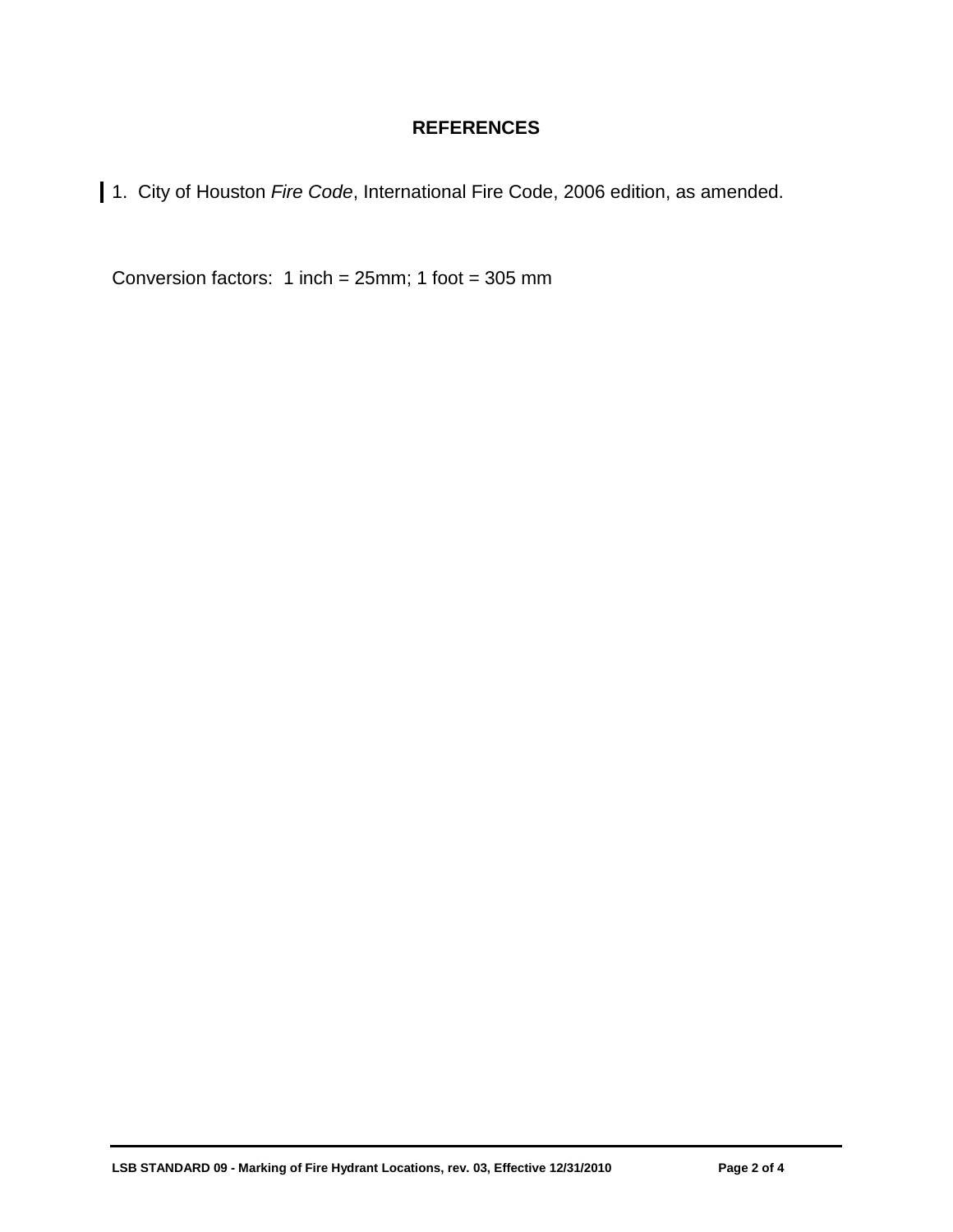## REFERENCES

1. City of Houston *Fire Code*, International Fire Code, 2006 edition, as amended.

Conversion factors: 1 inch = 25mm; 1 foot = 305 mm